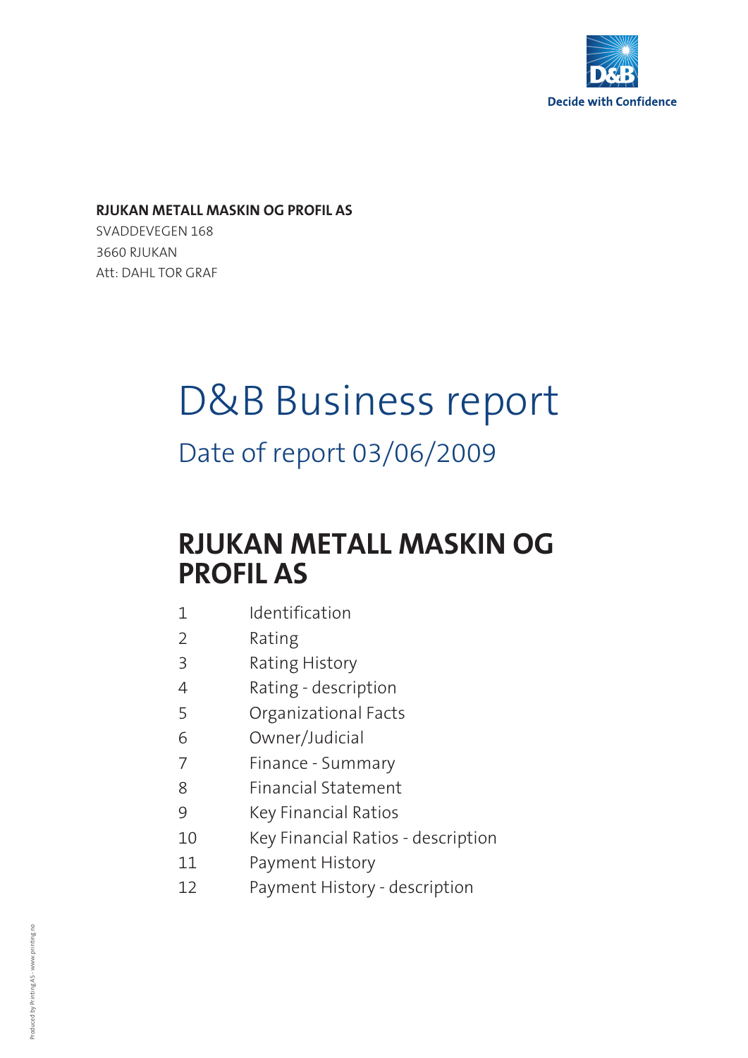Decide with Confidence

**RJUKAN METALL MASKIN OG PROFIL AS**
SVADDEVEGEN 168
3660 RJUKAN
Att: DAHL TOR GRAF

# D&B Business report

## Date of report 03/06/2009

# RJUKAN METALL MASKIN OG PROFIL AS

1. Identification
2. Rating
3. Rating History
4. Rating - description
5. Organizational Facts
6. Owner/Judicial
7. Finance - Summary
8. Financial Statement
9. Key Financial Ratios
10. Key Financial Ratios - description
11. Payment History
12. Payment History - description

Produced by Printing AS - www.printing.no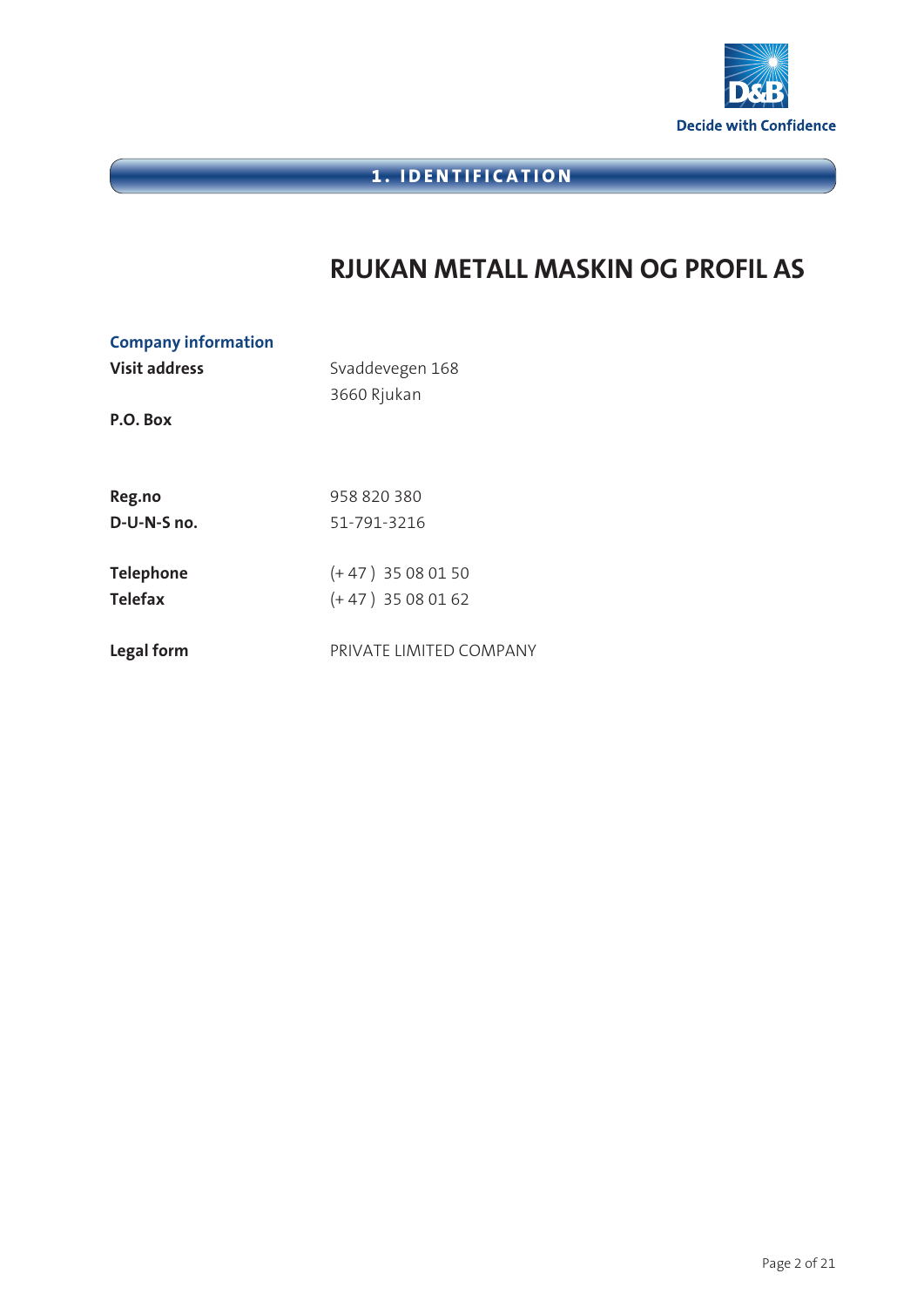## 1. IDENTIFICATION

# RJUKAN METALL MASKIN OG PROFIL AS

### Company information

| | |
|---|---|
| **Visit address** | Svaddevegen 168<br>3660 Rjukan |
| **P.O. Box** | |
| **Reg.no** | 958 820 380 |
| **D-U-N-S no.** | 51-791-3216 |
| **Telephone** | (+ 47 ) 35 08 01 50 |
| **Telefax** | (+ 47 ) 35 08 01 62 |
| **Legal form** | PRIVATE LIMITED COMPANY |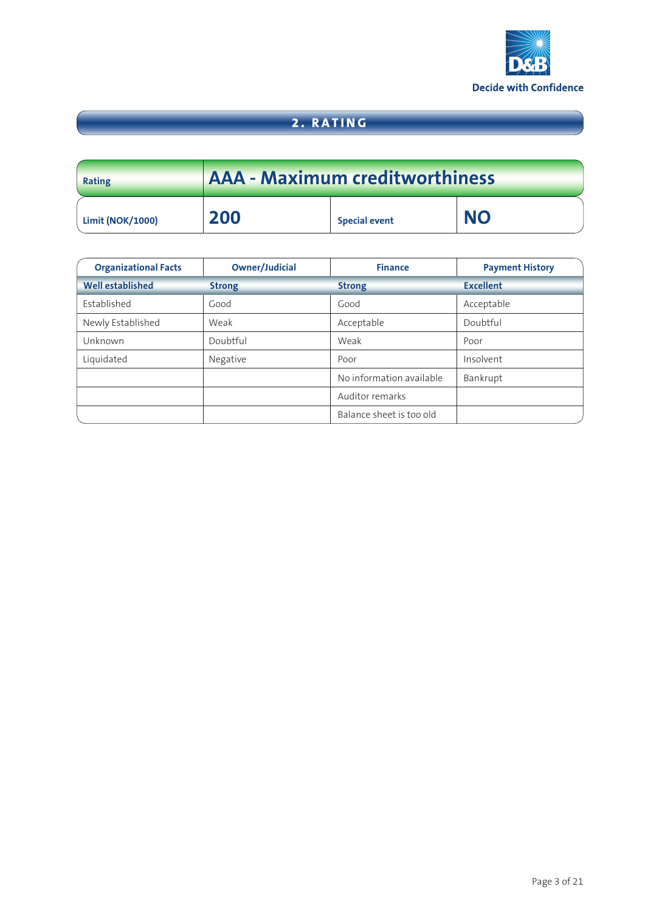Decide with Confidence

## 2. RATING

| Rating | AAA - Maximum creditworthiness | | |
|---|---|---|---|
| Limit (NOK/1000) | 200 | Special event | NO |

| Organizational Facts | Owner/Judicial | Finance | Payment History |
|---|---|---|---|
| **Well established** | **Strong** | **Strong** | **Excellent** |
| Established | Good | Good | Acceptable |
| Newly Established | Weak | Acceptable | Doubtful |
| Unknown | Doubtful | Weak | Poor |
| Liquidated | Negative | Poor | Insolvent |
| | | No information available | Bankrupt |
| | | Auditor remarks | |
| | | Balance sheet is too old | |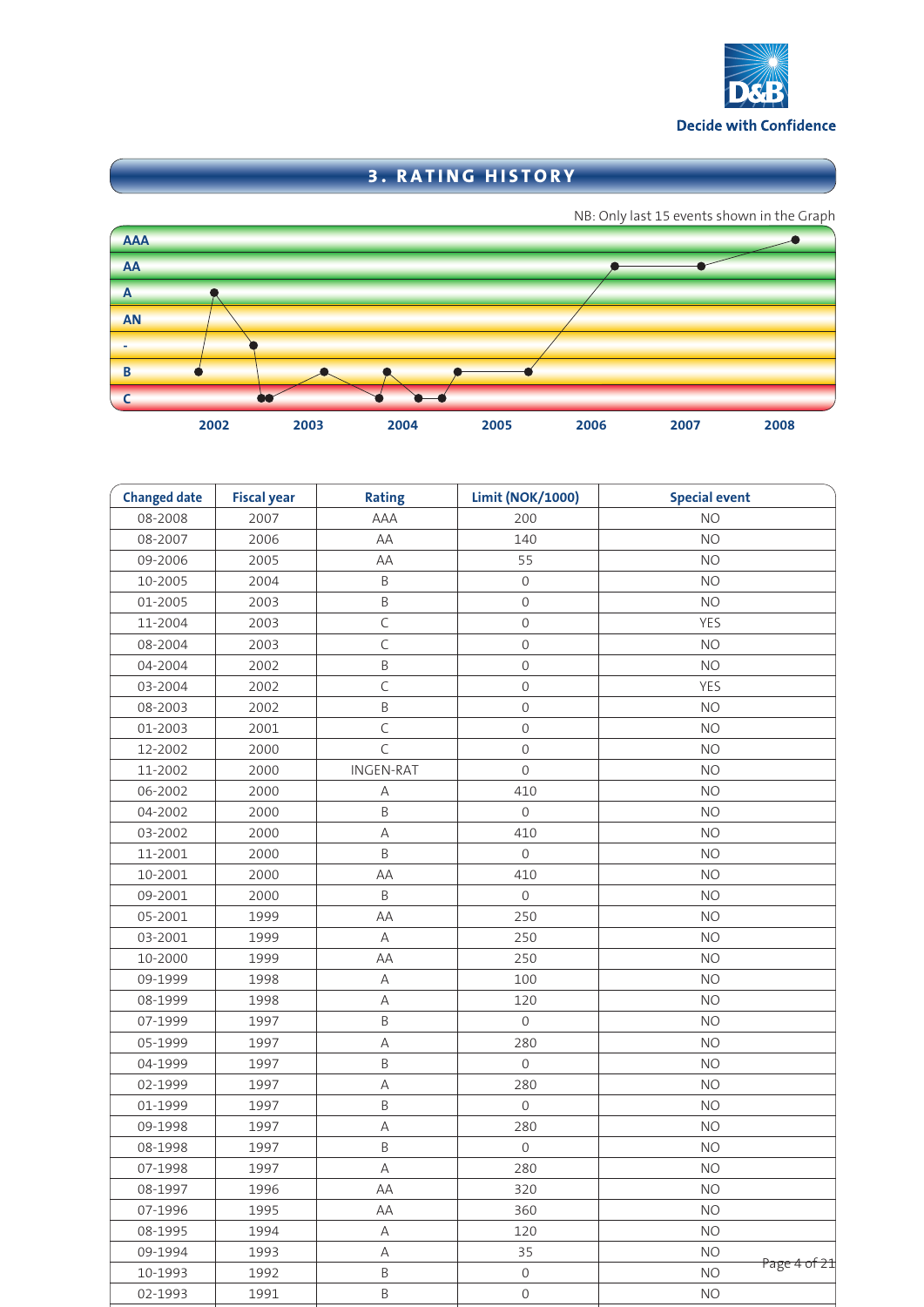## 3. RATING HISTORY

NB: Only last 15 events shown in the Graph

AAA
AA
A
AN
-
B
C

2002 2003 2004 2005 2006 2007 2008

| Changed date | Fiscal year | Rating | Limit (NOK/1000) | Special event |
|---|---|---|---|---|
| 08-2008 | 2007 | AAA | 200 | NO |
| 08-2007 | 2006 | AA | 140 | NO |
| 09-2006 | 2005 | AA | 55 | NO |
| 10-2005 | 2004 | B | 0 | NO |
| 01-2005 | 2003 | B | 0 | NO |
| 11-2004 | 2003 | C | 0 | YES |
| 08-2004 | 2003 | C | 0 | NO |
| 04-2004 | 2002 | B | 0 | NO |
| 03-2004 | 2002 | C | 0 | YES |
| 08-2003 | 2002 | B | 0 | NO |
| 01-2003 | 2001 | C | 0 | NO |
| 12-2002 | 2000 | C | 0 | NO |
| 11-2002 | 2000 | INGEN-RAT | 0 | NO |
| 06-2002 | 2000 | A | 410 | NO |
| 04-2002 | 2000 | B | 0 | NO |
| 03-2002 | 2000 | A | 410 | NO |
| 11-2001 | 2000 | B | 0 | NO |
| 10-2001 | 2000 | AA | 410 | NO |
| 09-2001 | 2000 | B | 0 | NO |
| 05-2001 | 1999 | AA | 250 | NO |
| 03-2001 | 1999 | A | 250 | NO |
| 10-2000 | 1999 | AA | 250 | NO |
| 09-1999 | 1998 | A | 100 | NO |
| 08-1999 | 1998 | A | 120 | NO |
| 07-1999 | 1997 | B | 0 | NO |
| 05-1999 | 1997 | A | 280 | NO |
| 04-1999 | 1997 | B | 0 | NO |
| 02-1999 | 1997 | A | 280 | NO |
| 01-1999 | 1997 | B | 0 | NO |
| 09-1998 | 1997 | A | 280 | NO |
| 08-1998 | 1997 | B | 0 | NO |
| 07-1998 | 1997 | A | 280 | NO |
| 08-1997 | 1996 | AA | 320 | NO |
| 07-1996 | 1995 | AA | 360 | NO |
| 08-1995 | 1994 | A | 120 | NO |
| 09-1994 | 1993 | A | 35 | NO |
| 10-1993 | 1992 | B | 0 | NO |
| 02-1993 | 1991 | B | 0 | NO |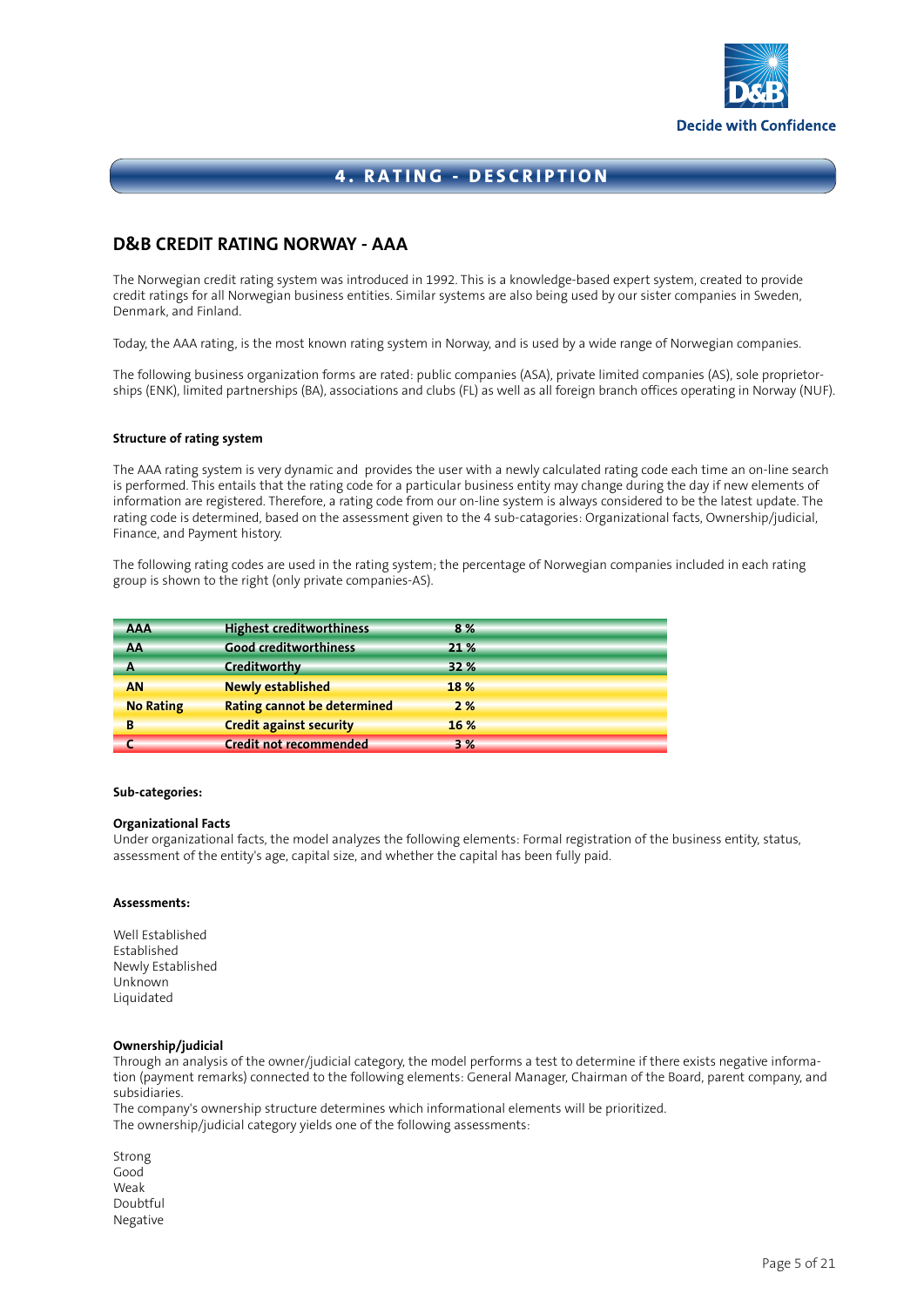## 4. RATING - DESCRIPTION

## D&B CREDIT RATING NORWAY - AAA

The Norwegian credit rating system was introduced in 1992. This is a knowledge-based expert system, created to provide credit ratings for all Norwegian business entities. Similar systems are also being used by our sister companies in Sweden, Denmark, and Finland.

Today, the AAA rating, is the most known rating system in Norway, and is used by a wide range of Norwegian companies.

The following business organization forms are rated: public companies (ASA), private limited companies (AS), sole proprietorships (ENK), limited partnerships (BA), associations and clubs (FL) as well as all foreign branch offices operating in Norway (NUF).

**Structure of rating system**

The AAA rating system is very dynamic and provides the user with a newly calculated rating code each time an on-line search is performed. This entails that the rating code for a particular business entity may change during the day if new elements of information are registered. Therefore, a rating code from our on-line system is always considered to be the latest update. The rating code is determined, based on the assessment given to the 4 sub-catagories: Organizational facts, Ownership/judicial, Finance, and Payment history.

The following rating codes are used in the rating system; the percentage of Norwegian companies included in each rating group is shown to the right (only private companies-AS).

| Code | Description | % |
|---|---|---|
| AAA | Highest creditworthiness | 8 % |
| AA | Good creditworthiness | 21 % |
| A | Creditworthy | 32 % |
| AN | Newly established | 18 % |
| No Rating | Rating cannot be determined | 2 % |
| B | Credit against security | 16 % |
| C | Credit not recommended | 3 % |

**Sub-categories:**

**Organizational Facts**
Under organizational facts, the model analyzes the following elements: Formal registration of the business entity, status, assessment of the entity's age, capital size, and whether the capital has been fully paid.

**Assessments:**

Well Established
Established
Newly Established
Unknown
Liquidated

**Ownership/judicial**
Through an analysis of the owner/judicial category, the model performs a test to determine if there exists negative information (payment remarks) connected to the following elements: General Manager, Chairman of the Board, parent company, and subsidiaries.
The company's ownership structure determines which informational elements will be prioritized.
The ownership/judicial category yields one of the following assessments:

Strong
Good
Weak
Doubtful
Negative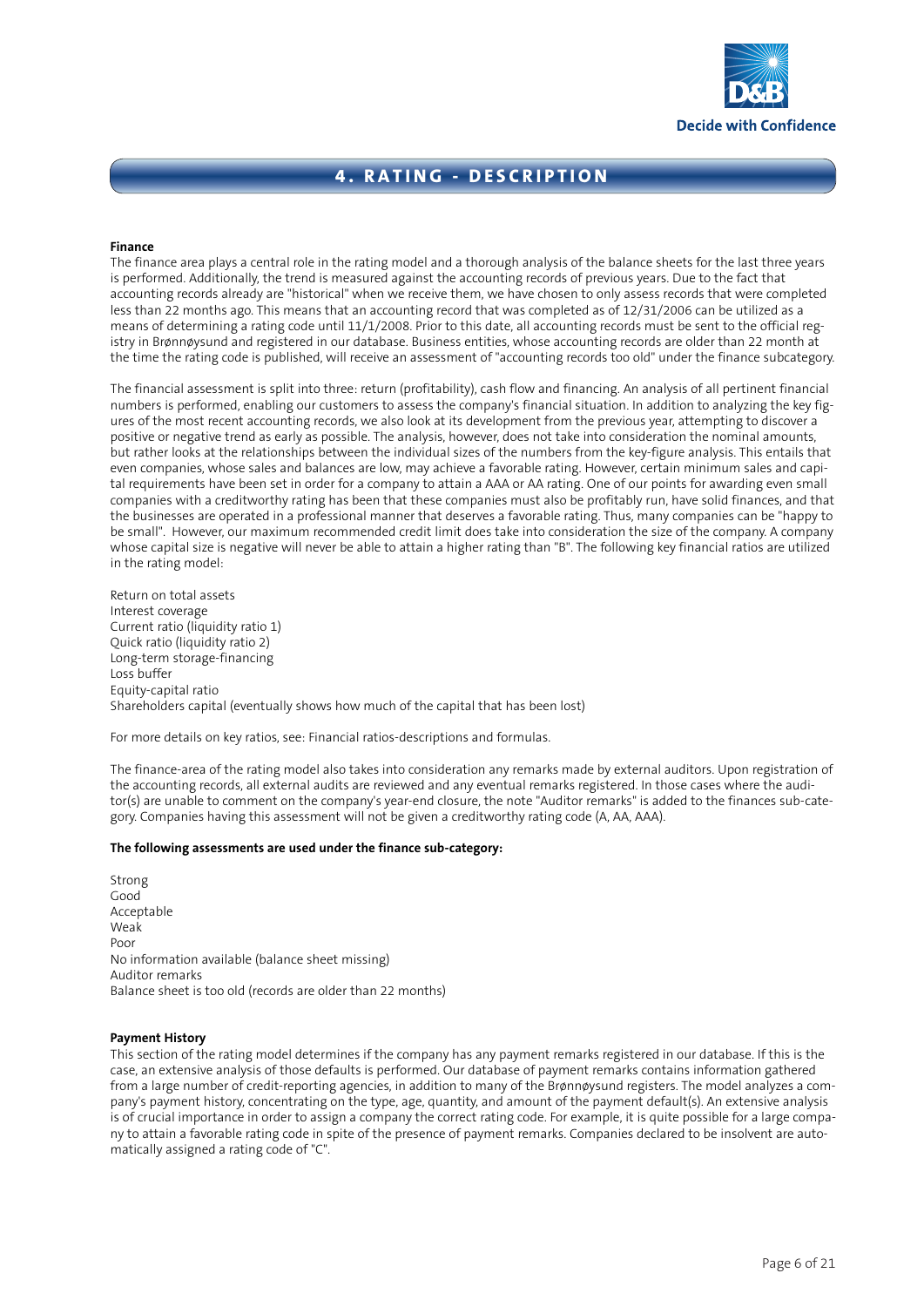# 4. RATING - DESCRIPTION

**Finance**

The finance area plays a central role in the rating model and a thorough analysis of the balance sheets for the last three years is performed. Additionally, the trend is measured against the accounting records of previous years. Due to the fact that accounting records already are "historical" when we receive them, we have chosen to only assess records that were completed less than 22 months ago. This means that an accounting record that was completed as of 12/31/2006 can be utilized as a means of determining a rating code until 11/1/2008. Prior to this date, all accounting records must be sent to the official registry in Brønnøysund and registered in our database. Business entities, whose accounting records are older than 22 month at the time the rating code is published, will receive an assessment of "accounting records too old" under the finance subcategory.

The financial assessment is split into three: return (profitability), cash flow and financing. An analysis of all pertinent financial numbers is performed, enabling our customers to assess the company's financial situation. In addition to analyzing the key figures of the most recent accounting records, we also look at its development from the previous year, attempting to discover a positive or negative trend as early as possible. The analysis, however, does not take into consideration the nominal amounts, but rather looks at the relationships between the individual sizes of the numbers from the key-figure analysis. This entails that even companies, whose sales and balances are low, may achieve a favorable rating. However, certain minimum sales and capital requirements have been set in order for a company to attain a AAA or AA rating. One of our points for awarding even small companies with a creditworthy rating has been that these companies must also be profitably run, have solid finances, and that the businesses are operated in a professional manner that deserves a favorable rating. Thus, many companies can be "happy to be small". However, our maximum recommended credit limit does take into consideration the size of the company. A company whose capital size is negative will never be able to attain a higher rating than "B". The following key financial ratios are utilized in the rating model:

Return on total assets
Interest coverage
Current ratio (liquidity ratio 1)
Quick ratio (liquidity ratio 2)
Long-term storage-financing
Loss buffer
Equity-capital ratio
Shareholders capital (eventually shows how much of the capital that has been lost)

For more details on key ratios, see: Financial ratios-descriptions and formulas.

The finance-area of the rating model also takes into consideration any remarks made by external auditors. Upon registration of the accounting records, all external audits are reviewed and any eventual remarks registered. In those cases where the auditor(s) are unable to comment on the company's year-end closure, the note "Auditor remarks" is added to the finances sub-category. Companies having this assessment will not be given a creditworthy rating code (A, AA, AAA).

**The following assessments are used under the finance sub-category:**

Strong
Good
Acceptable
Weak
Poor
No information available (balance sheet missing)
Auditor remarks
Balance sheet is too old (records are older than 22 months)

**Payment History**

This section of the rating model determines if the company has any payment remarks registered in our database. If this is the case, an extensive analysis of those defaults is performed. Our database of payment remarks contains information gathered from a large number of credit-reporting agencies, in addition to many of the Brønnøysund registers. The model analyzes a company's payment history, concentrating on the type, age, quantity, and amount of the payment default(s). An extensive analysis is of crucial importance in order to assign a company the correct rating code. For example, it is quite possible for a large company to attain a favorable rating code in spite of the presence of payment remarks. Companies declared to be insolvent are automatically assigned a rating code of "C".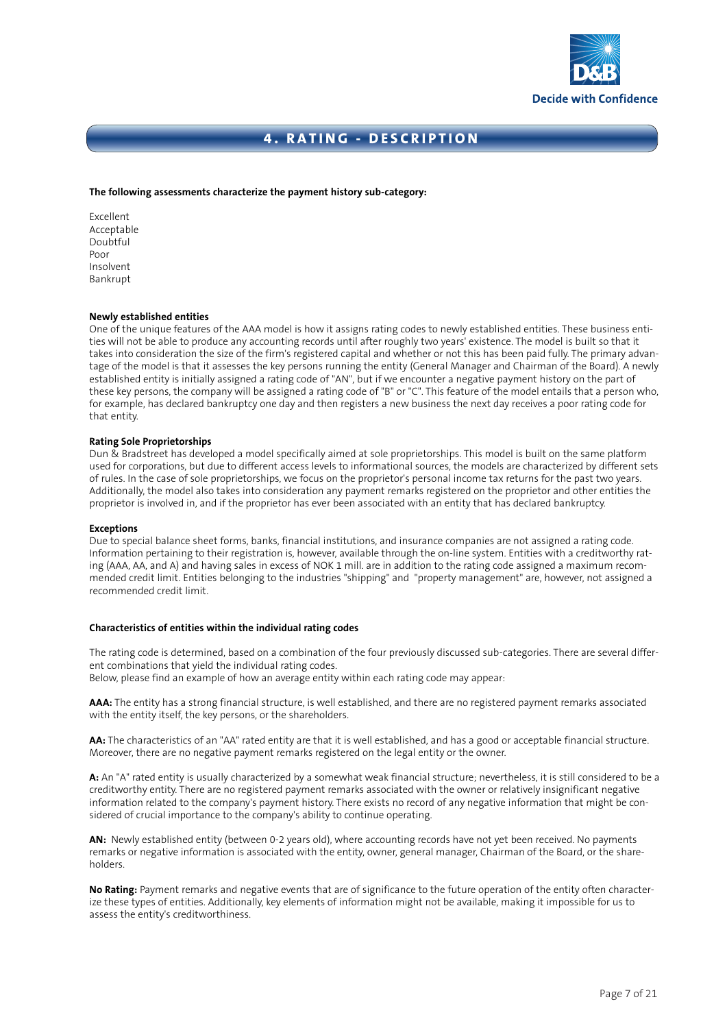## 4. RATING - DESCRIPTION

**The following assessments characterize the payment history sub-category:**

Excellent
Acceptable
Doubtful
Poor
Insolvent
Bankrupt

**Newly established entities**

One of the unique features of the AAA model is how it assigns rating codes to newly established entities. These business entities will not be able to produce any accounting records until after roughly two years' existence. The model is built so that it takes into consideration the size of the firm's registered capital and whether or not this has been paid fully. The primary advantage of the model is that it assesses the key persons running the entity (General Manager and Chairman of the Board). A newly established entity is initially assigned a rating code of "AN", but if we encounter a negative payment history on the part of these key persons, the company will be assigned a rating code of "B" or "C". This feature of the model entails that a person who, for example, has declared bankruptcy one day and then registers a new business the next day receives a poor rating code for that entity.

**Rating Sole Proprietorships**

Dun & Bradstreet has developed a model specifically aimed at sole proprietorships. This model is built on the same platform used for corporations, but due to different access levels to informational sources, the models are characterized by different sets of rules. In the case of sole proprietorships, we focus on the proprietor's personal income tax returns for the past two years. Additionally, the model also takes into consideration any payment remarks registered on the proprietor and other entities the proprietor is involved in, and if the proprietor has ever been associated with an entity that has declared bankruptcy.

**Exceptions**

Due to special balance sheet forms, banks, financial institutions, and insurance companies are not assigned a rating code. Information pertaining to their registration is, however, available through the on-line system. Entities with a creditworthy rating (AAA, AA, and A) and having sales in excess of NOK 1 mill. are in addition to the rating code assigned a maximum recommended credit limit. Entities belonging to the industries "shipping" and "property management" are, however, not assigned a recommended credit limit.

**Characteristics of entities within the individual rating codes**

The rating code is determined, based on a combination of the four previously discussed sub-categories. There are several different combinations that yield the individual rating codes.
Below, please find an example of how an average entity within each rating code may appear:

**AAA:** The entity has a strong financial structure, is well established, and there are no registered payment remarks associated with the entity itself, the key persons, or the shareholders.

**AA:** The characteristics of an "AA" rated entity are that it is well established, and has a good or acceptable financial structure. Moreover, there are no negative payment remarks registered on the legal entity or the owner.

**A:** An "A" rated entity is usually characterized by a somewhat weak financial structure; nevertheless, it is still considered to be a creditworthy entity. There are no registered payment remarks associated with the owner or relatively insignificant negative information related to the company's payment history. There exists no record of any negative information that might be considered of crucial importance to the company's ability to continue operating.

**AN:** Newly established entity (between 0-2 years old), where accounting records have not yet been received. No payments remarks or negative information is associated with the entity, owner, general manager, Chairman of the Board, or the shareholders.

**No Rating:** Payment remarks and negative events that are of significance to the future operation of the entity often characterize these types of entities. Additionally, key elements of information might not be available, making it impossible for us to assess the entity's creditworthiness.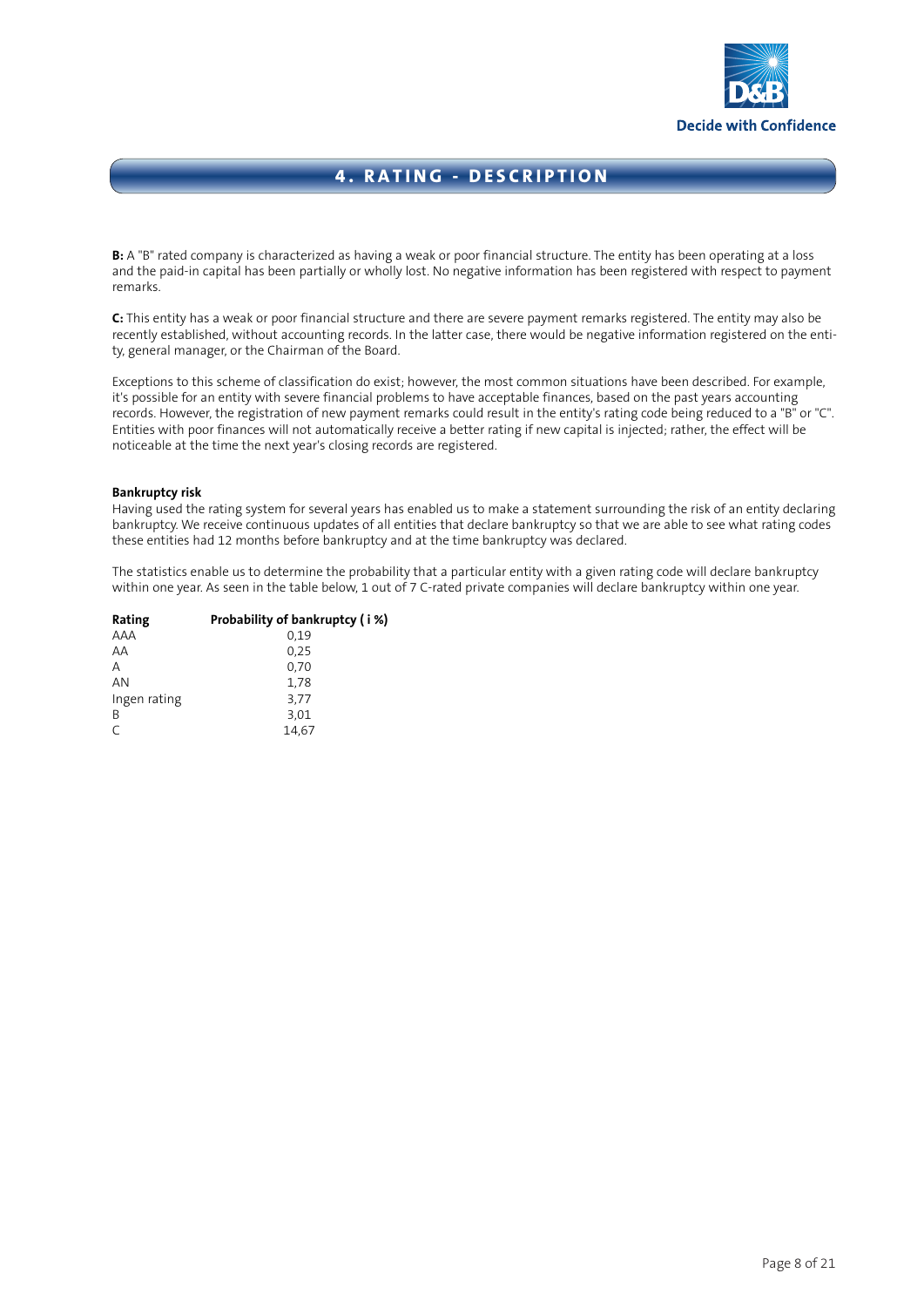## 4. RATING - DESCRIPTION

**B:** A "B" rated company is characterized as having a weak or poor financial structure. The entity has been operating at a loss and the paid-in capital has been partially or wholly lost. No negative information has been registered with respect to payment remarks.

**C:** This entity has a weak or poor financial structure and there are severe payment remarks registered. The entity may also be recently established, without accounting records. In the latter case, there would be negative information registered on the entity, general manager, or the Chairman of the Board.

Exceptions to this scheme of classification do exist; however, the most common situations have been described. For example, it's possible for an entity with severe financial problems to have acceptable finances, based on the past years accounting records. However, the registration of new payment remarks could result in the entity's rating code being reduced to a "B" or "C". Entities with poor finances will not automatically receive a better rating if new capital is injected; rather, the effect will be noticeable at the time the next year's closing records are registered.

**Bankruptcy risk**

Having used the rating system for several years has enabled us to make a statement surrounding the risk of an entity declaring bankruptcy. We receive continuous updates of all entities that declare bankruptcy so that we are able to see what rating codes these entities had 12 months before bankruptcy and at the time bankruptcy was declared.

The statistics enable us to determine the probability that a particular entity with a given rating code will declare bankruptcy within one year. As seen in the table below, 1 out of 7 C-rated private companies will declare bankruptcy within one year.

| Rating | Probability of bankruptcy ( i %) |
|---|---|
| AAA | 0,19 |
| AA | 0,25 |
| A | 0,70 |
| AN | 1,78 |
| Ingen rating | 3,77 |
| B | 3,01 |
| C | 14,67 |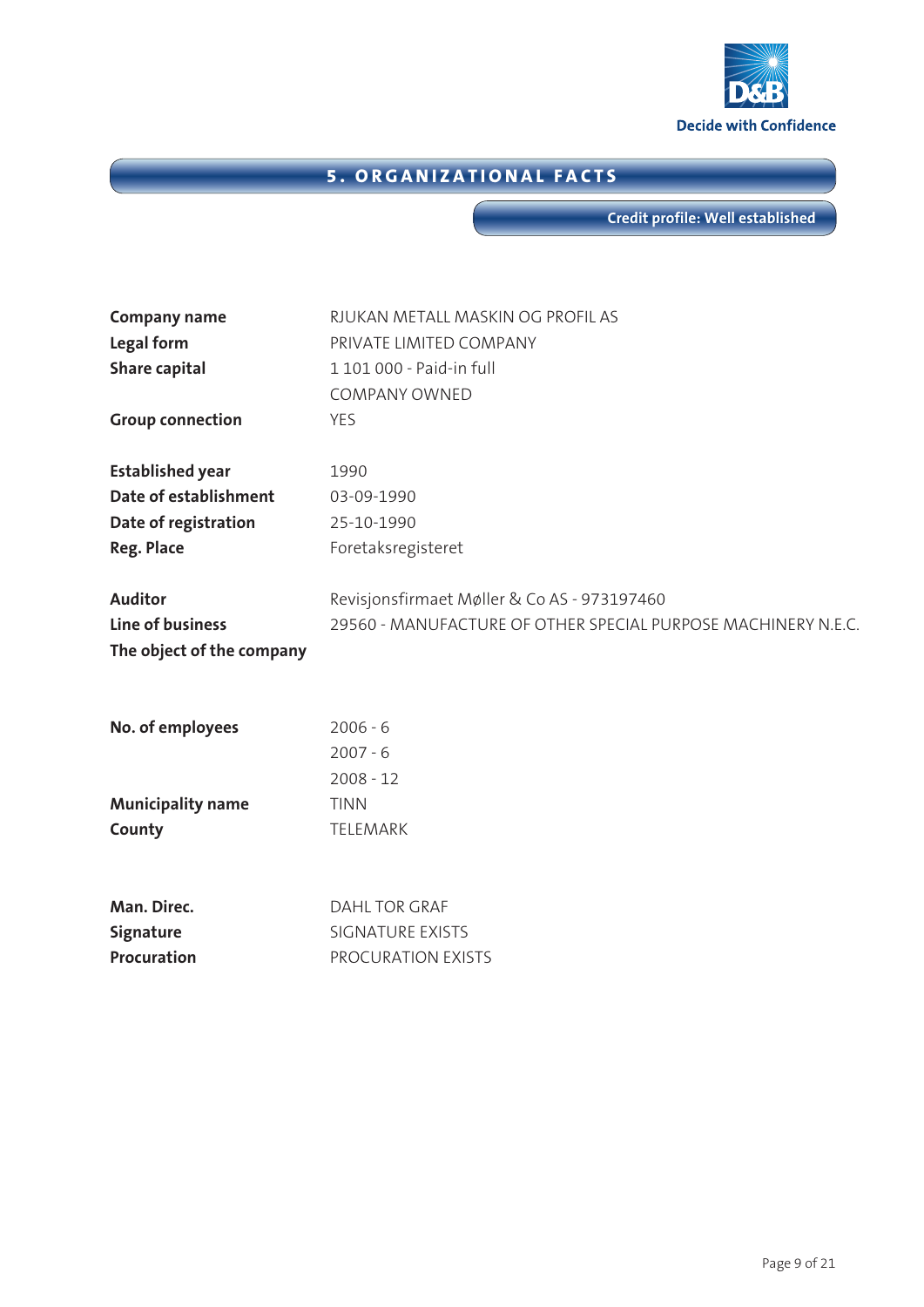Decide with Confidence

## 5. ORGANIZATIONAL FACTS

**Credit profile: Well established**

| | |
|---|---|
| **Company name** | RJUKAN METALL MASKIN OG PROFIL AS |
| **Legal form** | PRIVATE LIMITED COMPANY |
| **Share capital** | 1 101 000 - Paid-in full |
| | COMPANY OWNED |
| **Group connection** | YES |
| **Established year** | 1990 |
| **Date of establishment** | 03-09-1990 |
| **Date of registration** | 25-10-1990 |
| **Reg. Place** | Foretaksregisteret |
| **Auditor** | Revisjonsfirmaet Møller & Co AS - 973197460 |
| **Line of business** | 29560 - MANUFACTURE OF OTHER SPECIAL PURPOSE MACHINERY N.E.C. |
| **The object of the company** | |
| **No. of employees** | 2006 - 6 |
| | 2007 - 6 |
| | 2008 - 12 |
| **Municipality name** | TINN |
| **County** | TELEMARK |
| **Man. Direc.** | DAHL TOR GRAF |
| **Signature** | SIGNATURE EXISTS |
| **Procuration** | PROCURATION EXISTS |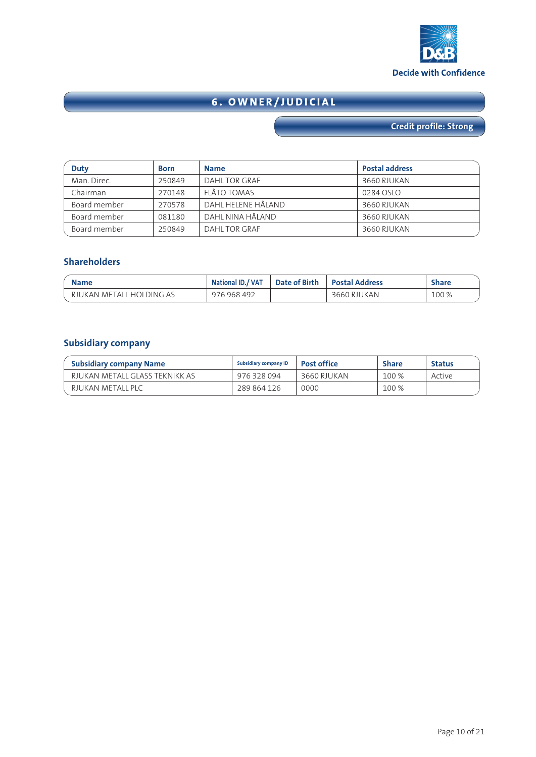# 6. OWNER/JUDICIAL

**Credit profile: Strong**

| Duty | Born | Name | Postal address |
|---|---|---|---|
| Man. Direc. | 250849 | DAHL TOR GRAF | 3660 RJUKAN |
| Chairman | 270148 | FLÅTO TOMAS | 0284 OSLO |
| Board member | 270578 | DAHL HELENE HÅLAND | 3660 RJUKAN |
| Board member | 081180 | DAHL NINA HÅLAND | 3660 RJUKAN |
| Board member | 250849 | DAHL TOR GRAF | 3660 RJUKAN |

## Shareholders

| Name | National ID./ VAT | Date of Birth | Postal Address | Share |
|---|---|---|---|---|
| RJUKAN METALL HOLDING AS | 976 968 492 | | 3660 RJUKAN | 100 % |

## Subsidiary company

| Subsidiary company Name | Subsidiary company ID | Post office | Share | Status |
|---|---|---|---|---|
| RJUKAN METALL GLASS TEKNIKK AS | 976 328 094 | 3660 RJUKAN | 100 % | Active |
| RJUKAN METALL PLC | 289 864 126 | 0000 | 100 % | |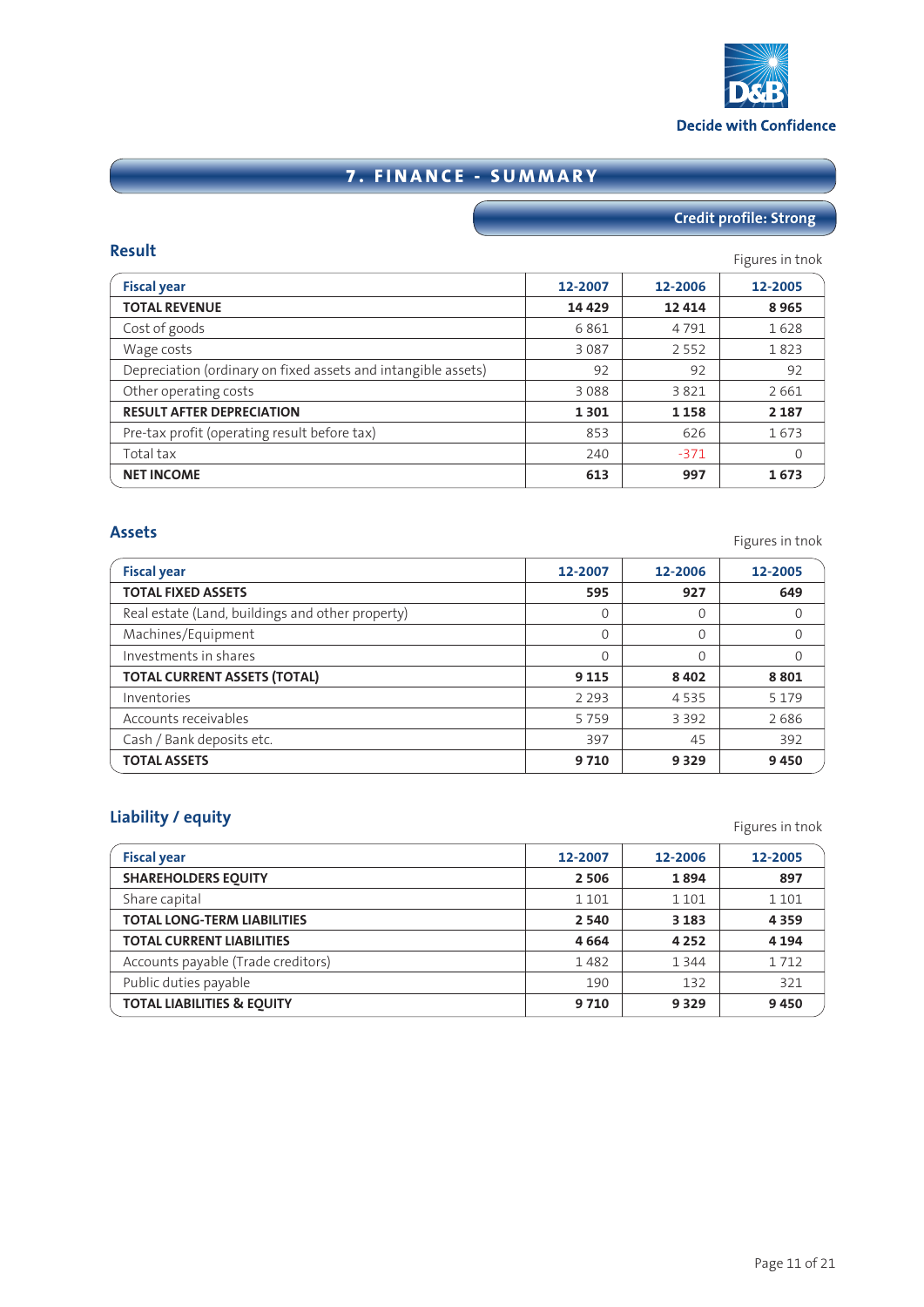Decide with Confidence

# 7. FINANCE - SUMMARY

**Credit profile: Strong**

## Result

Figures in tnok

| Fiscal year | 12-2007 | 12-2006 | 12-2005 |
|---|---|---|---|
| **TOTAL REVENUE** | **14 429** | **12 414** | **8 965** |
| Cost of goods | 6 861 | 4 791 | 1 628 |
| Wage costs | 3 087 | 2 552 | 1 823 |
| Depreciation (ordinary on fixed assets and intangible assets) | 92 | 92 | 92 |
| Other operating costs | 3 088 | 3 821 | 2 661 |
| **RESULT AFTER DEPRECIATION** | **1 301** | **1 158** | **2 187** |
| Pre-tax profit (operating result before tax) | 853 | 626 | 1 673 |
| Total tax | 240 | -371 | 0 |
| **NET INCOME** | **613** | **997** | **1 673** |

## Assets

Figures in tnok

| Fiscal year | 12-2007 | 12-2006 | 12-2005 |
|---|---|---|---|
| **TOTAL FIXED ASSETS** | **595** | **927** | **649** |
| Real estate (Land, buildings and other property) | 0 | 0 | 0 |
| Machines/Equipment | 0 | 0 | 0 |
| Investments in shares | 0 | 0 | 0 |
| **TOTAL CURRENT ASSETS (TOTAL)** | **9 115** | **8 402** | **8 801** |
| Inventories | 2 293 | 4 535 | 5 179 |
| Accounts receivables | 5 759 | 3 392 | 2 686 |
| Cash / Bank deposits etc. | 397 | 45 | 392 |
| **TOTAL ASSETS** | **9 710** | **9 329** | **9 450** |

## Liability / equity

Figures in tnok

| Fiscal year | 12-2007 | 12-2006 | 12-2005 |
|---|---|---|---|
| **SHAREHOLDERS EQUITY** | **2 506** | **1 894** | **897** |
| Share capital | 1 101 | 1 101 | 1 101 |
| **TOTAL LONG-TERM LIABILITIES** | **2 540** | **3 183** | **4 359** |
| **TOTAL CURRENT LIABILITIES** | **4 664** | **4 252** | **4 194** |
| Accounts payable (Trade creditors) | 1 482 | 1 344 | 1 712 |
| Public duties payable | 190 | 132 | 321 |
| **TOTAL LIABILITIES & EQUITY** | **9 710** | **9 329** | **9 450** |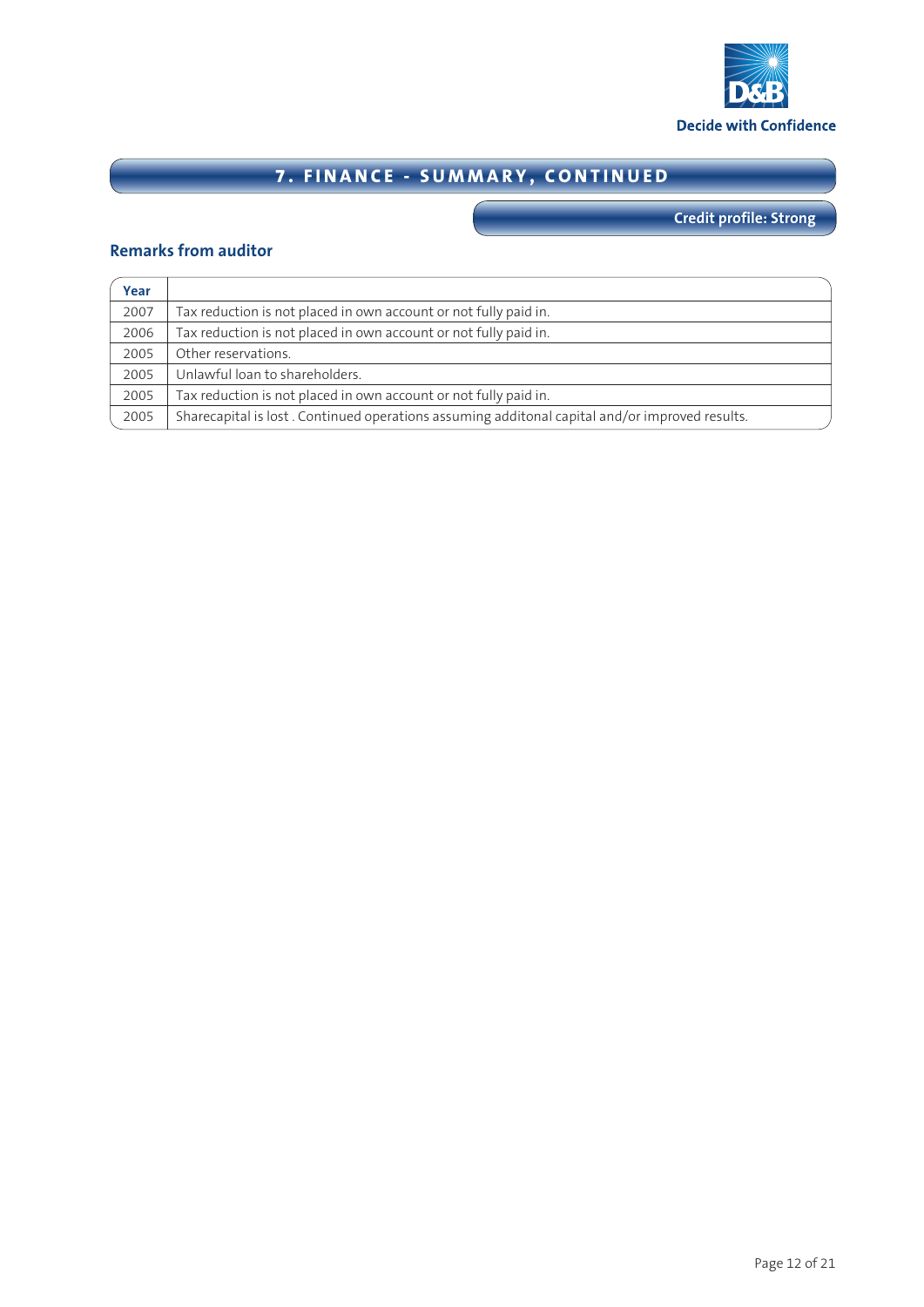## 7. FINANCE - SUMMARY, CONTINUED

**Credit profile: Strong**

### Remarks from auditor

| Year | |
|---|---|
| 2007 | Tax reduction is not placed in own account or not fully paid in. |
| 2006 | Tax reduction is not placed in own account or not fully paid in. |
| 2005 | Other reservations. |
| 2005 | Unlawful loan to shareholders. |
| 2005 | Tax reduction is not placed in own account or not fully paid in. |
| 2005 | Sharecapital is lost . Continued operations assuming additonal capital and/or improved results. |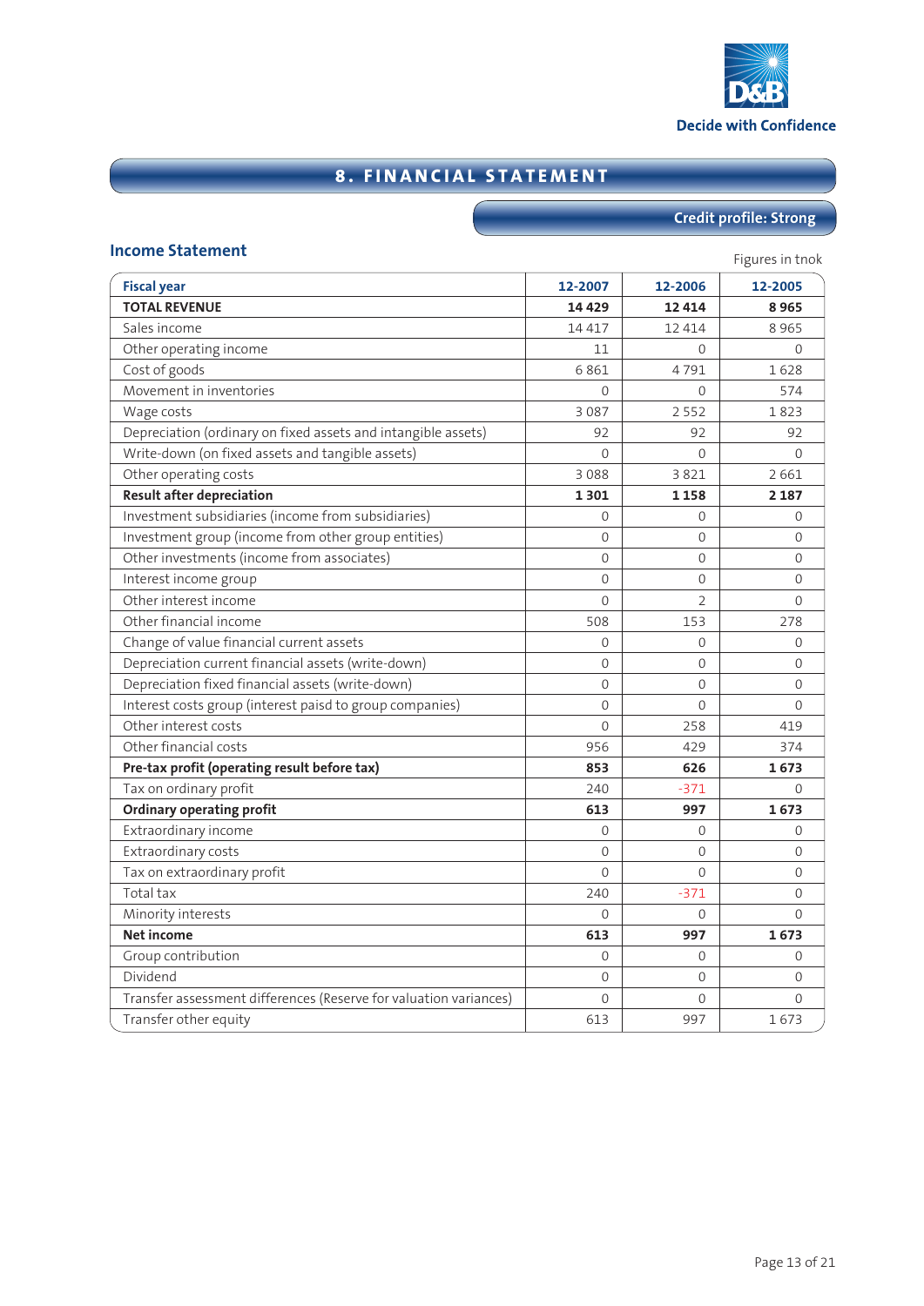Decide with Confidence

## 8. FINANCIAL STATEMENT

**Credit profile: Strong**

### Income Statement

Figures in tnok

| Fiscal year | 12-2007 | 12-2006 | 12-2005 |
|---|---|---|---|
| **TOTAL REVENUE** | **14 429** | **12 414** | **8 965** |
| Sales income | 14 417 | 12 414 | 8 965 |
| Other operating income | 11 | 0 | 0 |
| Cost of goods | 6 861 | 4 791 | 1 628 |
| Movement in inventories | 0 | 0 | 574 |
| Wage costs | 3 087 | 2 552 | 1 823 |
| Depreciation (ordinary on fixed assets and intangible assets) | 92 | 92 | 92 |
| Write-down (on fixed assets and tangible assets) | 0 | 0 | 0 |
| Other operating costs | 3 088 | 3 821 | 2 661 |
| **Result after depreciation** | **1 301** | **1 158** | **2 187** |
| Investment subsidiaries (income from subsidiaries) | 0 | 0 | 0 |
| Investment group (income from other group entities) | 0 | 0 | 0 |
| Other investments (income from associates) | 0 | 0 | 0 |
| Interest income group | 0 | 0 | 0 |
| Other interest income | 0 | 2 | 0 |
| Other financial income | 508 | 153 | 278 |
| Change of value financial current assets | 0 | 0 | 0 |
| Depreciation current financial assets (write-down) | 0 | 0 | 0 |
| Depreciation fixed financial assets (write-down) | 0 | 0 | 0 |
| Interest costs group (interest paisd to group companies) | 0 | 0 | 0 |
| Other interest costs | 0 | 258 | 419 |
| Other financial costs | 956 | 429 | 374 |
| **Pre-tax profit (operating result before tax)** | **853** | **626** | **1 673** |
| Tax on ordinary profit | 240 | -371 | 0 |
| **Ordinary operating profit** | **613** | **997** | **1 673** |
| Extraordinary income | 0 | 0 | 0 |
| Extraordinary costs | 0 | 0 | 0 |
| Tax on extraordinary profit | 0 | 0 | 0 |
| Total tax | 240 | -371 | 0 |
| Minority interests | 0 | 0 | 0 |
| **Net income** | **613** | **997** | **1 673** |
| Group contribution | 0 | 0 | 0 |
| Dividend | 0 | 0 | 0 |
| Transfer assessment differences (Reserve for valuation variances) | 0 | 0 | 0 |
| Transfer other equity | 613 | 997 | 1 673 |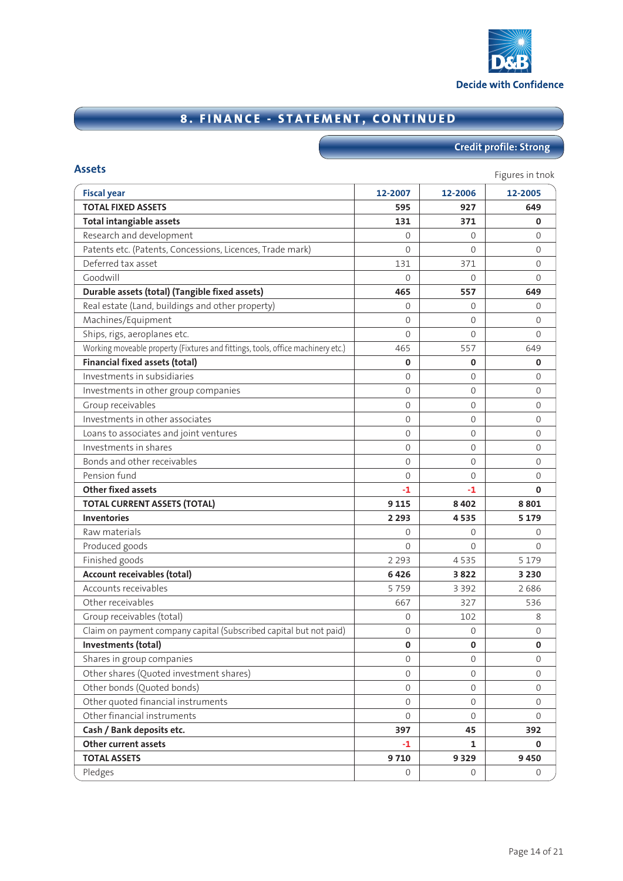D&B

Decide with Confidence

# 8. FINANCE - STATEMENT, CONTINUED

**Credit profile: Strong**

## Assets

Figures in tnok

| Fiscal year | 12-2007 | 12-2006 | 12-2005 |
|---|---|---|---|
| **TOTAL FIXED ASSETS** | **595** | **927** | **649** |
| **Total intangible assets** | **131** | **371** | **0** |
| Research and development | 0 | 0 | 0 |
| Patents etc. (Patents, Concessions, Licences, Trade mark) | 0 | 0 | 0 |
| Deferred tax asset | 131 | 371 | 0 |
| Goodwill | 0 | 0 | 0 |
| **Durable assets (total) (Tangible fixed assets)** | **465** | **557** | **649** |
| Real estate (Land, buildings and other property) | 0 | 0 | 0 |
| Machines/Equipment | 0 | 0 | 0 |
| Ships, rigs, aeroplanes etc. | 0 | 0 | 0 |
| Working moveable property (Fixtures and fittings, tools, office machinery etc.) | 465 | 557 | 649 |
| **Financial fixed assets (total)** | **0** | **0** | **0** |
| Investments in subsidiaries | 0 | 0 | 0 |
| Investments in other group companies | 0 | 0 | 0 |
| Group receivables | 0 | 0 | 0 |
| Investments in other associates | 0 | 0 | 0 |
| Loans to associates and joint ventures | 0 | 0 | 0 |
| Investments in shares | 0 | 0 | 0 |
| Bonds and other receivables | 0 | 0 | 0 |
| Pension fund | 0 | 0 | 0 |
| **Other fixed assets** | **-1** | **-1** | **0** |
| **TOTAL CURRENT ASSETS (TOTAL)** | **9 115** | **8 402** | **8 801** |
| **Inventories** | **2 293** | **4 535** | **5 179** |
| Raw materials | 0 | 0 | 0 |
| Produced goods | 0 | 0 | 0 |
| Finished goods | 2 293 | 4 535 | 5 179 |
| **Account receivables (total)** | **6 426** | **3 822** | **3 230** |
| Accounts receivables | 5 759 | 3 392 | 2 686 |
| Other receivables | 667 | 327 | 536 |
| Group receivables (total) | 0 | 102 | 8 |
| Claim on payment company capital (Subscribed capital but not paid) | 0 | 0 | 0 |
| **Investments (total)** | **0** | **0** | **0** |
| Shares in group companies | 0 | 0 | 0 |
| Other shares (Quoted investment shares) | 0 | 0 | 0 |
| Other bonds (Quoted bonds) | 0 | 0 | 0 |
| Other quoted financial instruments | 0 | 0 | 0 |
| Other financial instruments | 0 | 0 | 0 |
| **Cash / Bank deposits etc.** | **397** | **45** | **392** |
| **Other current assets** | **-1** | **1** | **0** |
| **TOTAL ASSETS** | **9 710** | **9 329** | **9 450** |
| Pledges | 0 | 0 | 0 |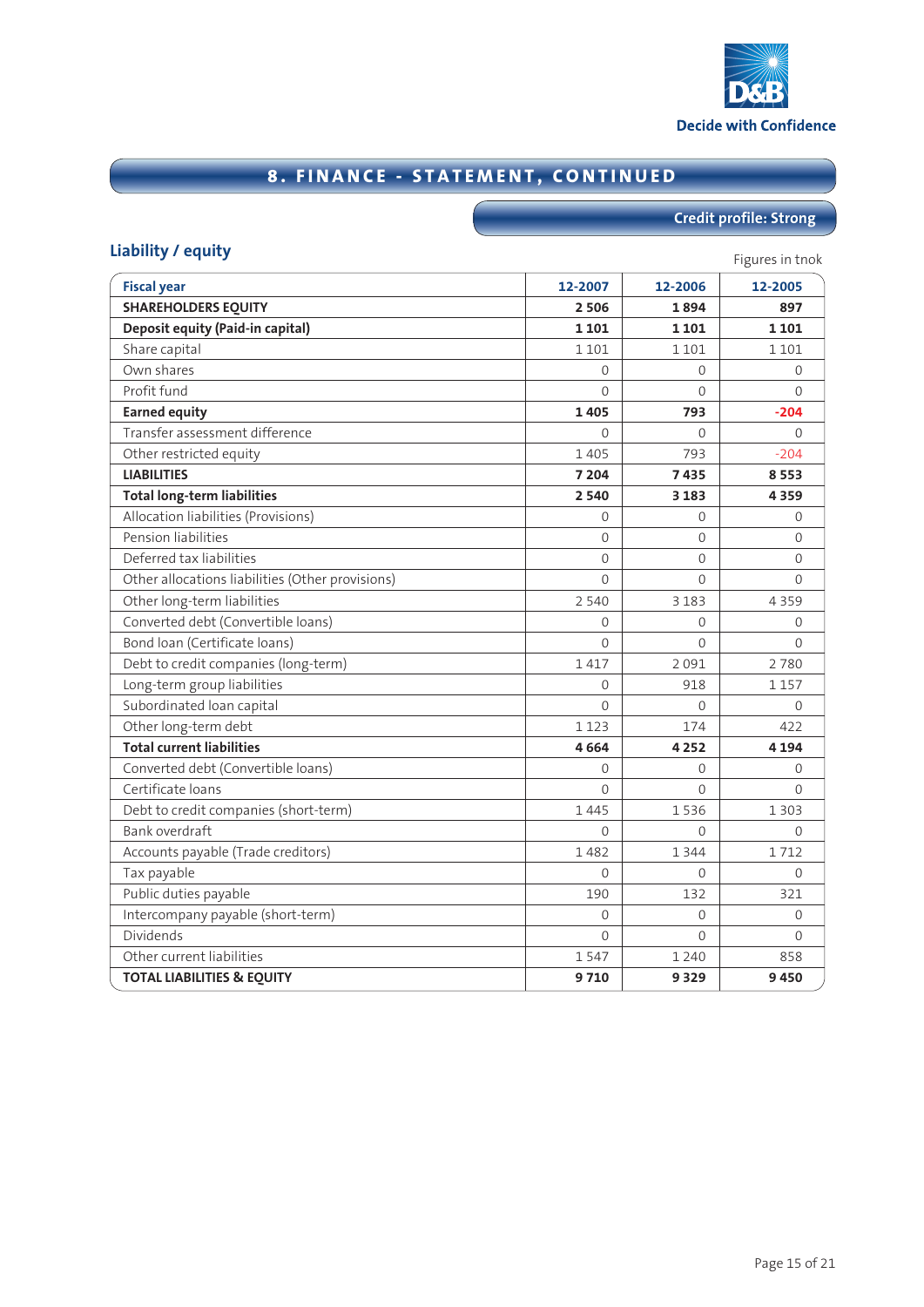D&B

Decide with Confidence

## 8. FINANCE - STATEMENT, CONTINUED

**Credit profile: Strong**

### Liability / equity

Figures in tnok

| Fiscal year | 12-2007 | 12-2006 | 12-2005 |
|---|---|---|---|
| **SHAREHOLDERS EQUITY** | **2 506** | **1 894** | **897** |
| **Deposit equity (Paid-in capital)** | **1 101** | **1 101** | **1 101** |
| Share capital | 1 101 | 1 101 | 1 101 |
| Own shares | 0 | 0 | 0 |
| Profit fund | 0 | 0 | 0 |
| **Earned equity** | **1 405** | **793** | **-204** |
| Transfer assessment difference | 0 | 0 | 0 |
| Other restricted equity | 1 405 | 793 | -204 |
| **LIABILITIES** | **7 204** | **7 435** | **8 553** |
| **Total long-term liabilities** | **2 540** | **3 183** | **4 359** |
| Allocation liabilities (Provisions) | 0 | 0 | 0 |
| Pension liabilities | 0 | 0 | 0 |
| Deferred tax liabilities | 0 | 0 | 0 |
| Other allocations liabilities (Other provisions) | 0 | 0 | 0 |
| Other long-term liabilities | 2 540 | 3 183 | 4 359 |
| Converted debt (Convertible loans) | 0 | 0 | 0 |
| Bond loan (Certificate loans) | 0 | 0 | 0 |
| Debt to credit companies (long-term) | 1 417 | 2 091 | 2 780 |
| Long-term group liabilities | 0 | 918 | 1 157 |
| Subordinated loan capital | 0 | 0 | 0 |
| Other long-term debt | 1 123 | 174 | 422 |
| **Total current liabilities** | **4 664** | **4 252** | **4 194** |
| Converted debt (Convertible loans) | 0 | 0 | 0 |
| Certificate loans | 0 | 0 | 0 |
| Debt to credit companies (short-term) | 1 445 | 1 536 | 1 303 |
| Bank overdraft | 0 | 0 | 0 |
| Accounts payable (Trade creditors) | 1 482 | 1 344 | 1 712 |
| Tax payable | 0 | 0 | 0 |
| Public duties payable | 190 | 132 | 321 |
| Intercompany payable (short-term) | 0 | 0 | 0 |
| Dividends | 0 | 0 | 0 |
| Other current liabilities | 1 547 | 1 240 | 858 |
| **TOTAL LIABILITIES & EQUITY** | **9 710** | **9 329** | **9 450** |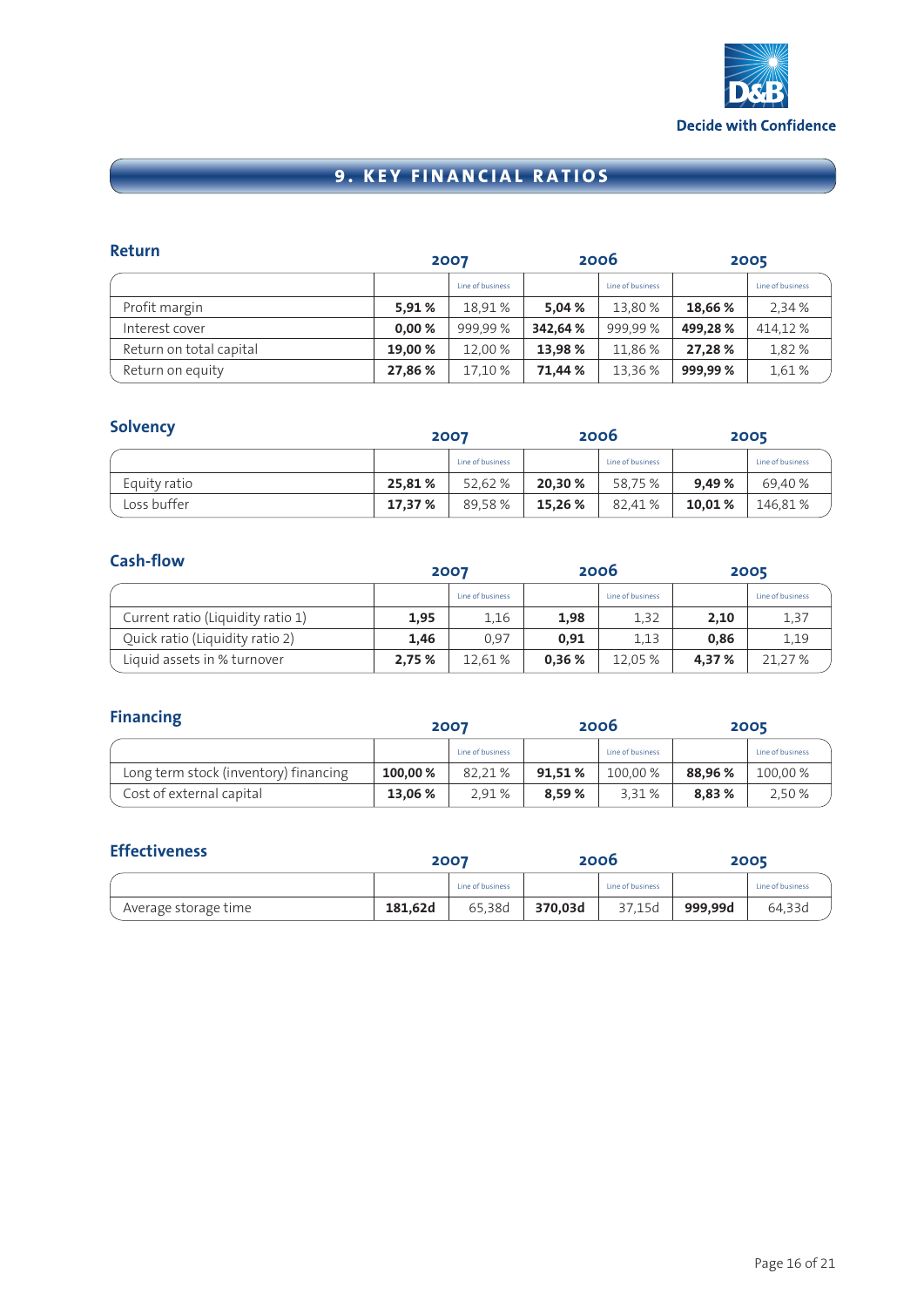# 9. KEY FINANCIAL RATIOS

## Return

| | 2007 | | 2006 | | 2005 | |
|---|---|---|---|---|---|---|
| | | Line of business | | Line of business | | Line of business |
| Profit margin | **5,91 %** | 18,91 % | **5,04 %** | 13,80 % | **18,66 %** | 2,34 % |
| Interest cover | **0,00 %** | 999,99 % | **342,64 %** | 999,99 % | **499,28 %** | 414,12 % |
| Return on total capital | **19,00 %** | 12,00 % | **13,98 %** | 11,86 % | **27,28 %** | 1,82 % |
| Return on equity | **27,86 %** | 17,10 % | **71,44 %** | 13,36 % | **999,99 %** | 1,61 % |

## Solvency

| | 2007 | | 2006 | | 2005 | |
|---|---|---|---|---|---|---|
| | | Line of business | | Line of business | | Line of business |
| Equity ratio | **25,81 %** | 52,62 % | **20,30 %** | 58,75 % | **9,49 %** | 69,40 % |
| Loss buffer | **17,37 %** | 89,58 % | **15,26 %** | 82,41 % | **10,01 %** | 146,81 % |

## Cash-flow

| | 2007 | | 2006 | | 2005 | |
|---|---|---|---|---|---|---|
| | | Line of business | | Line of business | | Line of business |
| Current ratio (Liquidity ratio 1) | **1,95** | 1,16 | **1,98** | 1,32 | **2,10** | 1,37 |
| Quick ratio (Liquidity ratio 2) | **1,46** | 0,97 | **0,91** | 1,13 | **0,86** | 1,19 |
| Liquid assets in % turnover | **2,75 %** | 12,61 % | **0,36 %** | 12,05 % | **4,37 %** | 21,27 % |

## Financing

| | 2007 | | 2006 | | 2005 | |
|---|---|---|---|---|---|---|
| | | Line of business | | Line of business | | Line of business |
| Long term stock (inventory) financing | **100,00 %** | 82,21 % | **91,51 %** | 100,00 % | **88,96 %** | 100,00 % |
| Cost of external capital | **13,06 %** | 2,91 % | **8,59 %** | 3,31 % | **8,83 %** | 2,50 % |

## Effectiveness

| | 2007 | | 2006 | | 2005 | |
|---|---|---|---|---|---|---|
| | | Line of business | | Line of business | | Line of business |
| Average storage time | **181,62d** | 65,38d | **370,03d** | 37,15d | **999,99d** | 64,33d |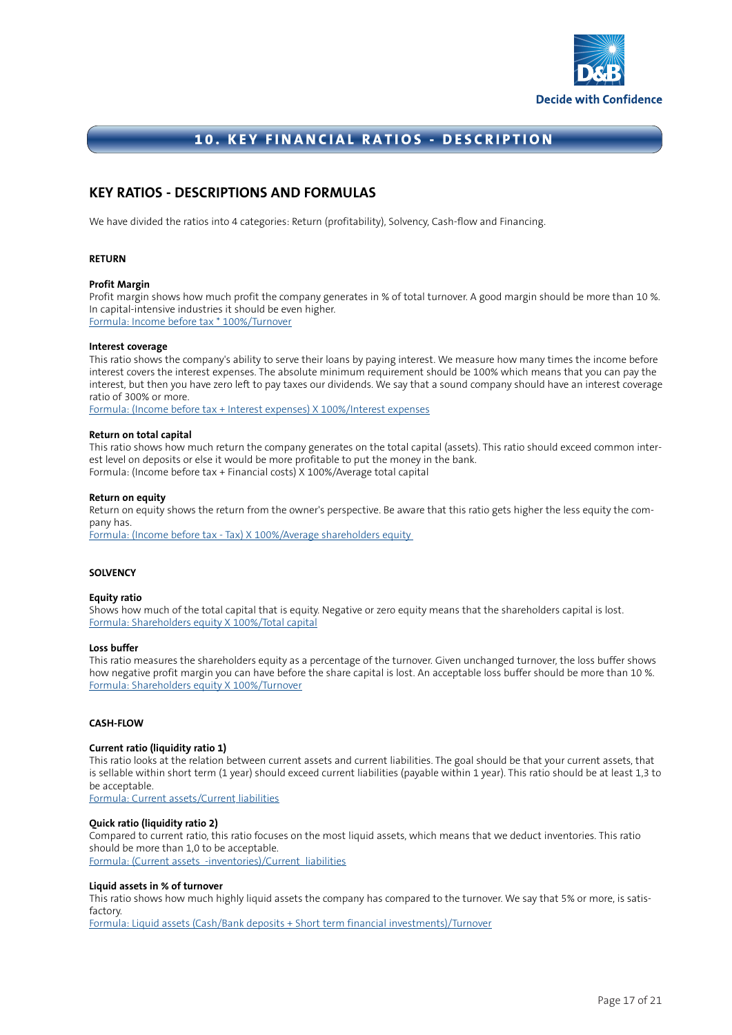# 10. KEY FINANCIAL RATIOS - DESCRIPTION

## KEY RATIOS - DESCRIPTIONS AND FORMULAS

We have divided the ratios into 4 categories: Return (profitability), Solvency, Cash-flow and Financing.

### RETURN

**Profit Margin**

Profit margin shows how much profit the company generates in % of total turnover. A good margin should be more than 10 %. In capital-intensive industries it should be even higher.

Formula: Income before tax * 100%/Turnover

**Interest coverage**

This ratio shows the company's ability to serve their loans by paying interest. We measure how many times the income before interest covers the interest expenses. The absolute minimum requirement should be 100% which means that you can pay the interest, but then you have zero left to pay taxes our dividends. We say that a sound company should have an interest coverage ratio of 300% or more.

Formula: (Income before tax + Interest expenses) X 100%/Interest expenses

**Return on total capital**

This ratio shows how much return the company generates on the total capital (assets). This ratio should exceed common interest level on deposits or else it would be more profitable to put the money in the bank.

Formula: (Income before tax + Financial costs) X 100%/Average total capital

**Return on equity**

Return on equity shows the return from the owner's perspective. Be aware that this ratio gets higher the less equity the company has.

Formula: (Income before tax - Tax) X 100%/Average shareholders equity

### SOLVENCY

**Equity ratio**

Shows how much of the total capital that is equity. Negative or zero equity means that the shareholders capital is lost.

Formula: Shareholders equity X 100%/Total capital

**Loss buffer**

This ratio measures the shareholders equity as a percentage of the turnover. Given unchanged turnover, the loss buffer shows how negative profit margin you can have before the share capital is lost. An acceptable loss buffer should be more than 10 %.

Formula: Shareholders equity X 100%/Turnover

### CASH-FLOW

**Current ratio (liquidity ratio 1)**

This ratio looks at the relation between current assets and current liabilities. The goal should be that your current assets, that is sellable within short term (1 year) should exceed current liabilities (payable within 1 year). This ratio should be at least 1,3 to be acceptable.

Formula: Current assets/Current liabilities

**Quick ratio (liquidity ratio 2)**

Compared to current ratio, this ratio focuses on the most liquid assets, which means that we deduct inventories. This ratio should be more than 1,0 to be acceptable.

Formula: (Current assets -inventories)/Current liabilities

**Liquid assets in % of turnover**

This ratio shows how much highly liquid assets the company has compared to the turnover. We say that 5% or more, is satisfactory.

Formula: Liquid assets (Cash/Bank deposits + Short term financial investments)/Turnover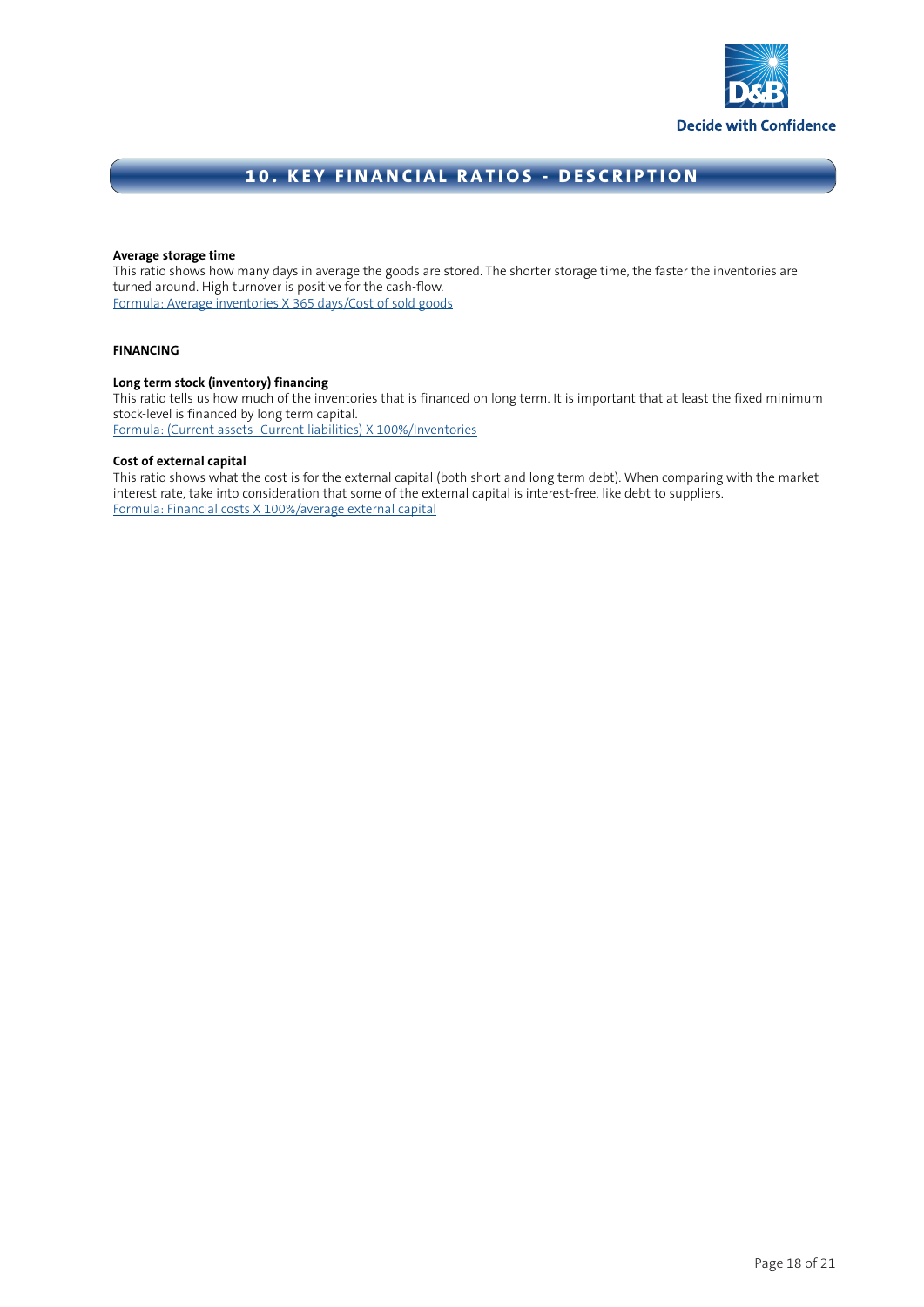## 10. KEY FINANCIAL RATIOS - DESCRIPTION

**Average storage time**
This ratio shows how many days in average the goods are stored. The shorter storage time, the faster the inventories are turned around. High turnover is positive for the cash-flow.
Formula: Average inventories X 365 days/Cost of sold goods

**FINANCING**

**Long term stock (inventory) financing**
This ratio tells us how much of the inventories that is financed on long term. It is important that at least the fixed minimum stock-level is financed by long term capital.
Formula: (Current assets- Current liabilities) X 100%/Inventories

**Cost of external capital**
This ratio shows what the cost is for the external capital (both short and long term debt). When comparing with the market interest rate, take into consideration that some of the external capital is interest-free, like debt to suppliers.
Formula: Financial costs X 100%/average external capital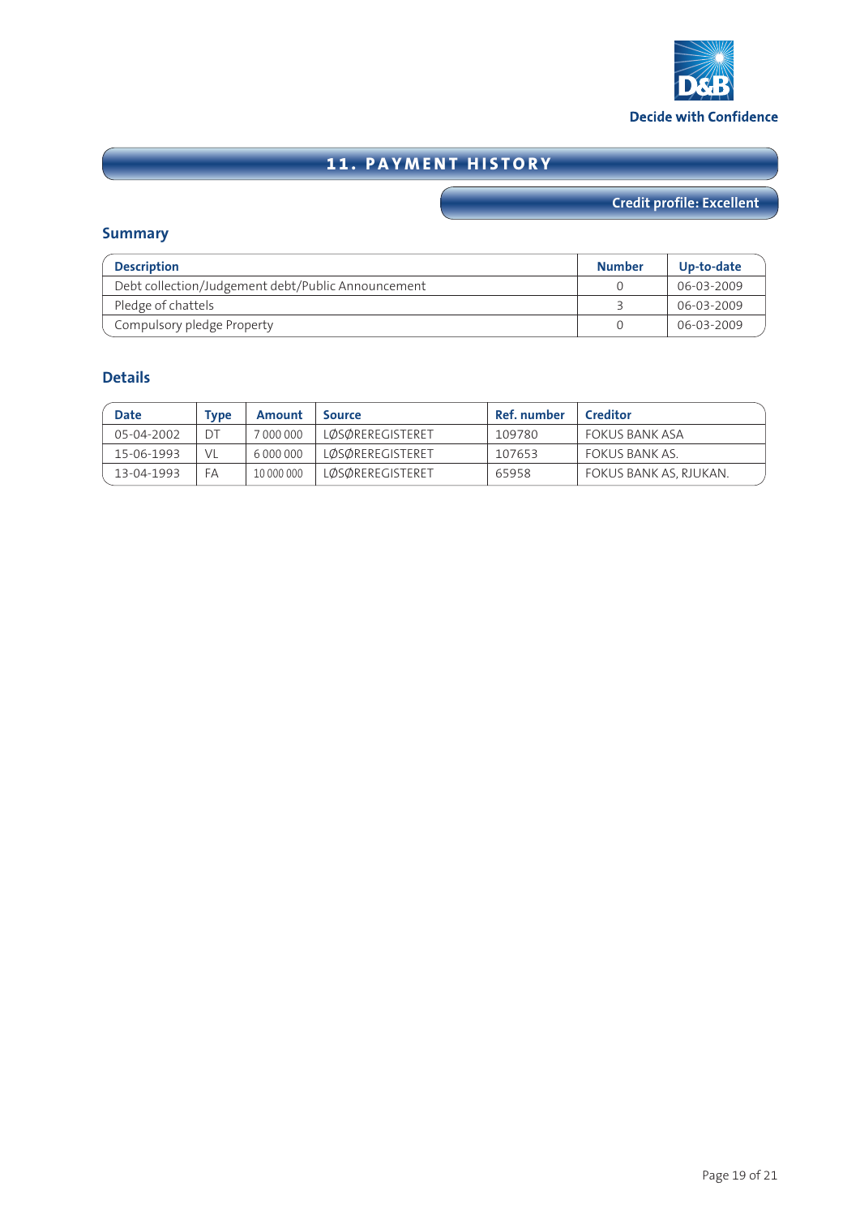Decide with Confidence

# 11. PAYMENT HISTORY

**Credit profile: Excellent**

## Summary

| Description | Number | Up-to-date |
|---|---|---|
| Debt collection/Judgement debt/Public Announcement | 0 | 06-03-2009 |
| Pledge of chattels | 3 | 06-03-2009 |
| Compulsory pledge Property | 0 | 06-03-2009 |

## Details

| Date | Type | Amount | Source | Ref. number | Creditor |
|---|---|---|---|---|---|
| 05-04-2002 | DT | 7 000 000 | LØSØREREGISTERET | 109780 | FOKUS BANK ASA |
| 15-06-1993 | VL | 6 000 000 | LØSØREREGISTERET | 107653 | FOKUS BANK AS. |
| 13-04-1993 | FA | 10 000 000 | LØSØREREGISTERET | 65958 | FOKUS BANK AS, RJUKAN. |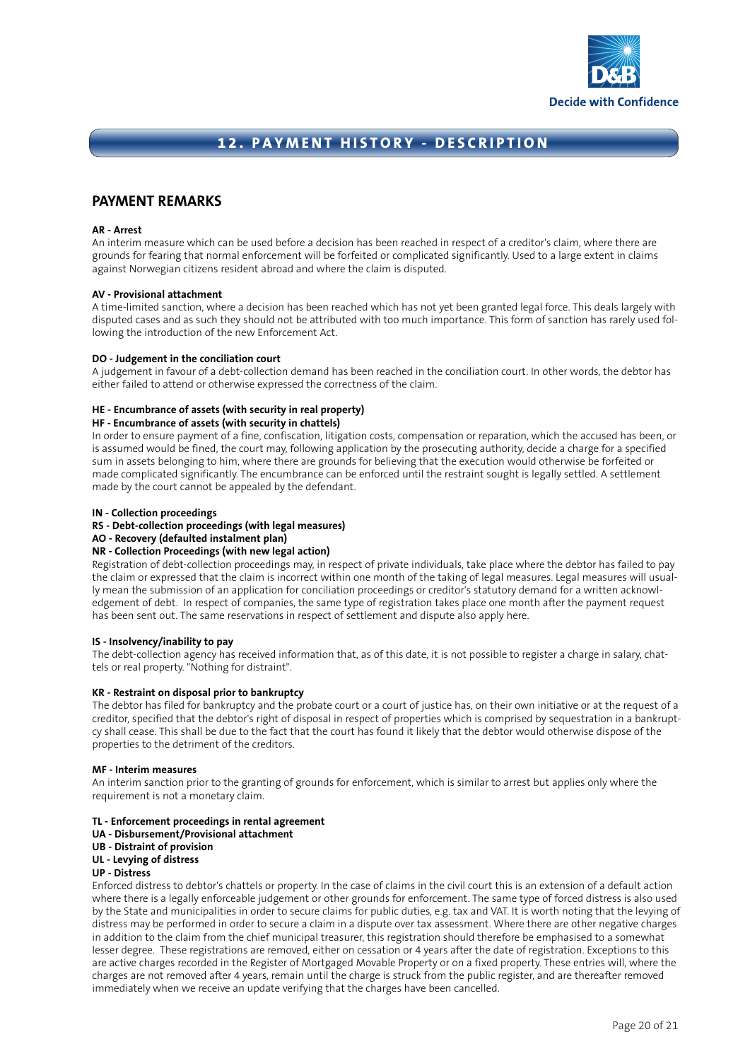## 12. PAYMENT HISTORY - DESCRIPTION

### PAYMENT REMARKS

**AR - Arrest**
An interim measure which can be used before a decision has been reached in respect of a creditor's claim, where there are grounds for fearing that normal enforcement will be forfeited or complicated significantly. Used to a large extent in claims against Norwegian citizens resident abroad and where the claim is disputed.

**AV - Provisional attachment**
A time-limited sanction, where a decision has been reached which has not yet been granted legal force. This deals largely with disputed cases and as such they should not be attributed with too much importance. This form of sanction has rarely used following the introduction of the new Enforcement Act.

**DO - Judgement in the conciliation court**
A judgement in favour of a debt-collection demand has been reached in the conciliation court. In other words, the debtor has either failed to attend or otherwise expressed the correctness of the claim.

**HE - Encumbrance of assets (with security in real property)**
**HF - Encumbrance of assets (with security in chattels)**
In order to ensure payment of a fine, confiscation, litigation costs, compensation or reparation, which the accused has been, or is assumed would be fined, the court may, following application by the prosecuting authority, decide a charge for a specified sum in assets belonging to him, where there are grounds for believing that the execution would otherwise be forfeited or made complicated significantly. The encumbrance can be enforced until the restraint sought is legally settled. A settlement made by the court cannot be appealed by the defendant.

**IN - Collection proceedings**
**RS - Debt-collection proceedings (with legal measures)**
**AO - Recovery (defaulted instalment plan)**
**NR - Collection Proceedings (with new legal action)**
Registration of debt-collection proceedings may, in respect of private individuals, take place where the debtor has failed to pay the claim or expressed that the claim is incorrect within one month of the taking of legal measures. Legal measures will usually mean the submission of an application for conciliation proceedings or creditor's statutory demand for a written acknowledgement of debt. In respect of companies, the same type of registration takes place one month after the payment request has been sent out. The same reservations in respect of settlement and dispute also apply here.

**IS - Insolvency/inability to pay**
The debt-collection agency has received information that, as of this date, it is not possible to register a charge in salary, chattels or real property. "Nothing for distraint".

**KR - Restraint on disposal prior to bankruptcy**
The debtor has filed for bankruptcy and the probate court or a court of justice has, on their own initiative or at the request of a creditor, specified that the debtor's right of disposal in respect of properties which is comprised by sequestration in a bankruptcy shall cease. This shall be due to the fact that the court has found it likely that the debtor would otherwise dispose of the properties to the detriment of the creditors.

**MF - Interim measures**
An interim sanction prior to the granting of grounds for enforcement, which is similar to arrest but applies only where the requirement is not a monetary claim.

**TL - Enforcement proceedings in rental agreement**
**UA - Disbursement/Provisional attachment**
**UB - Distraint of provision**
**UL - Levying of distress**
**UP - Distress**
Enforced distress to debtor's chattels or property. In the case of claims in the civil court this is an extension of a default action where there is a legally enforceable judgement or other grounds for enforcement. The same type of forced distress is also used by the State and municipalities in order to secure claims for public duties, e.g. tax and VAT. It is worth noting that the levying of distress may be performed in order to secure a claim in a dispute over tax assessment. Where there are other negative charges in addition to the claim from the chief municipal treasurer, this registration should therefore be emphasised to a somewhat lesser degree. These registrations are removed, either on cessation or 4 years after the date of registration. Exceptions to this are active charges recorded in the Register of Mortgaged Movable Property or on a fixed property. These entries will, where the charges are not removed after 4 years, remain until the charge is struck from the public register, and are thereafter removed immediately when we receive an update verifying that the charges have been cancelled.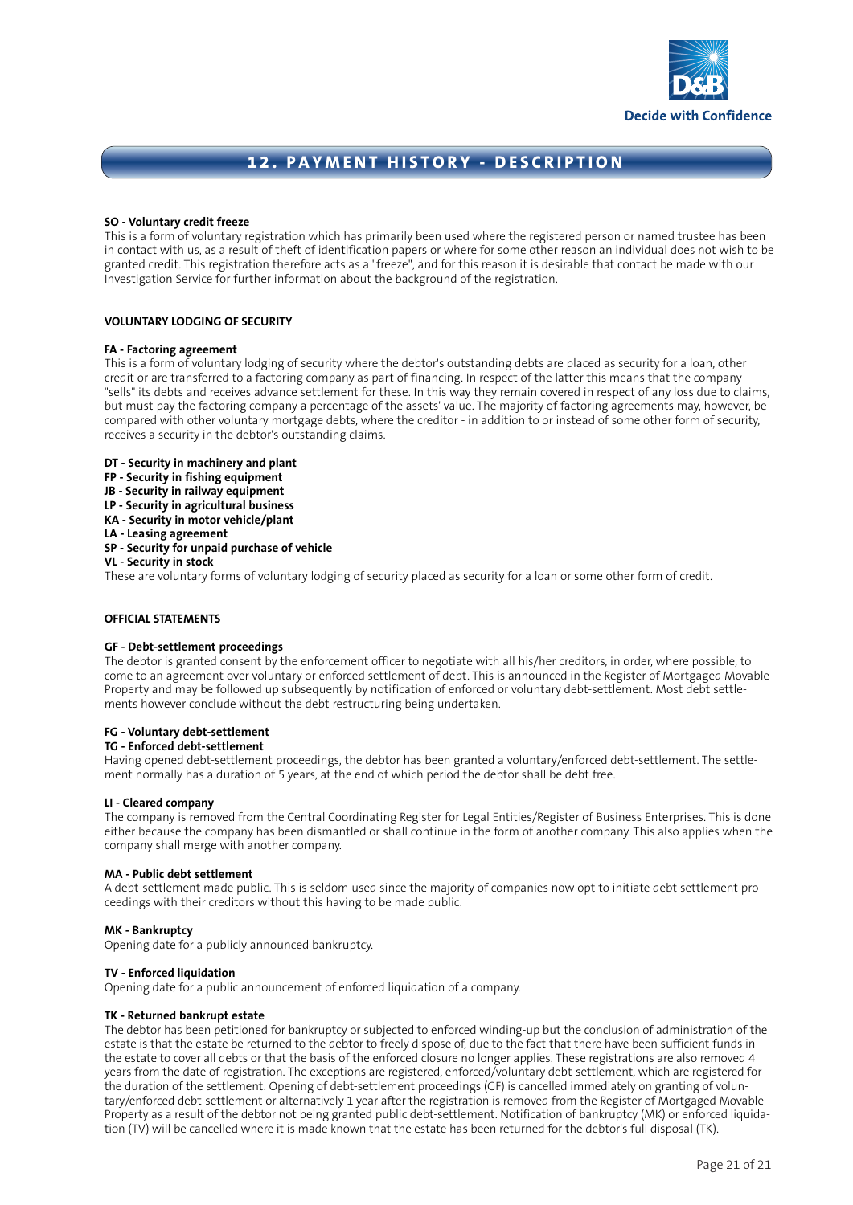## 12. PAYMENT HISTORY - DESCRIPTION

**SO - Voluntary credit freeze**
This is a form of voluntary registration which has primarily been used where the registered person or named trustee has been in contact with us, as a result of theft of identification papers or where for some other reason an individual does not wish to be granted credit. This registration therefore acts as a "freeze", and for this reason it is desirable that contact be made with our Investigation Service for further information about the background of the registration.

### VOLUNTARY LODGING OF SECURITY

**FA - Factoring agreement**
This is a form of voluntary lodging of security where the debtor's outstanding debts are placed as security for a loan, other credit or are transferred to a factoring company as part of financing. In respect of the latter this means that the company "sells" its debts and receives advance settlement for these. In this way they remain covered in respect of any loss due to claims, but must pay the factoring company a percentage of the assets' value. The majority of factoring agreements may, however, be compared with other voluntary mortgage debts, where the creditor - in addition to or instead of some other form of security, receives a security in the debtor's outstanding claims.

**DT - Security in machinery and plant**
**FP - Security in fishing equipment**
**JB - Security in railway equipment**
**LP - Security in agricultural business**
**KA - Security in motor vehicle/plant**
**LA - Leasing agreement**
**SP - Security for unpaid purchase of vehicle**
**VL - Security in stock**
These are voluntary forms of voluntary lodging of security placed as security for a loan or some other form of credit.

### OFFICIAL STATEMENTS

**GF - Debt-settlement proceedings**
The debtor is granted consent by the enforcement officer to negotiate with all his/her creditors, in order, where possible, to come to an agreement over voluntary or enforced settlement of debt. This is announced in the Register of Mortgaged Movable Property and may be followed up subsequently by notification of enforced or voluntary debt-settlement. Most debt settlements however conclude without the debt restructuring being undertaken.

**FG - Voluntary debt-settlement**
**TG - Enforced debt-settlement**
Having opened debt-settlement proceedings, the debtor has been granted a voluntary/enforced debt-settlement. The settlement normally has a duration of 5 years, at the end of which period the debtor shall be debt free.

**LI - Cleared company**
The company is removed from the Central Coordinating Register for Legal Entities/Register of Business Enterprises. This is done either because the company has been dismantled or shall continue in the form of another company. This also applies when the company shall merge with another company.

**MA - Public debt settlement**
A debt-settlement made public. This is seldom used since the majority of companies now opt to initiate debt settlement proceedings with their creditors without this having to be made public.

**MK - Bankruptcy**
Opening date for a publicly announced bankruptcy.

**TV - Enforced liquidation**
Opening date for a public announcement of enforced liquidation of a company.

**TK - Returned bankrupt estate**
The debtor has been petitioned for bankruptcy or subjected to enforced winding-up but the conclusion of administration of the estate is that the estate be returned to the debtor to freely dispose of, due to the fact that there have been sufficient funds in the estate to cover all debts or that the basis of the enforced closure no longer applies. These registrations are also removed 4 years from the date of registration. The exceptions are registered, enforced/voluntary debt-settlement, which are registered for the duration of the settlement. Opening of debt-settlement proceedings (GF) is cancelled immediately on granting of voluntary/enforced debt-settlement or alternatively 1 year after the registration is removed from the Register of Mortgaged Movable Property as a result of the debtor not being granted public debt-settlement. Notification of bankruptcy (MK) or enforced liquidation (TV) will be cancelled where it is made known that the estate has been returned for the debtor's full disposal (TK).